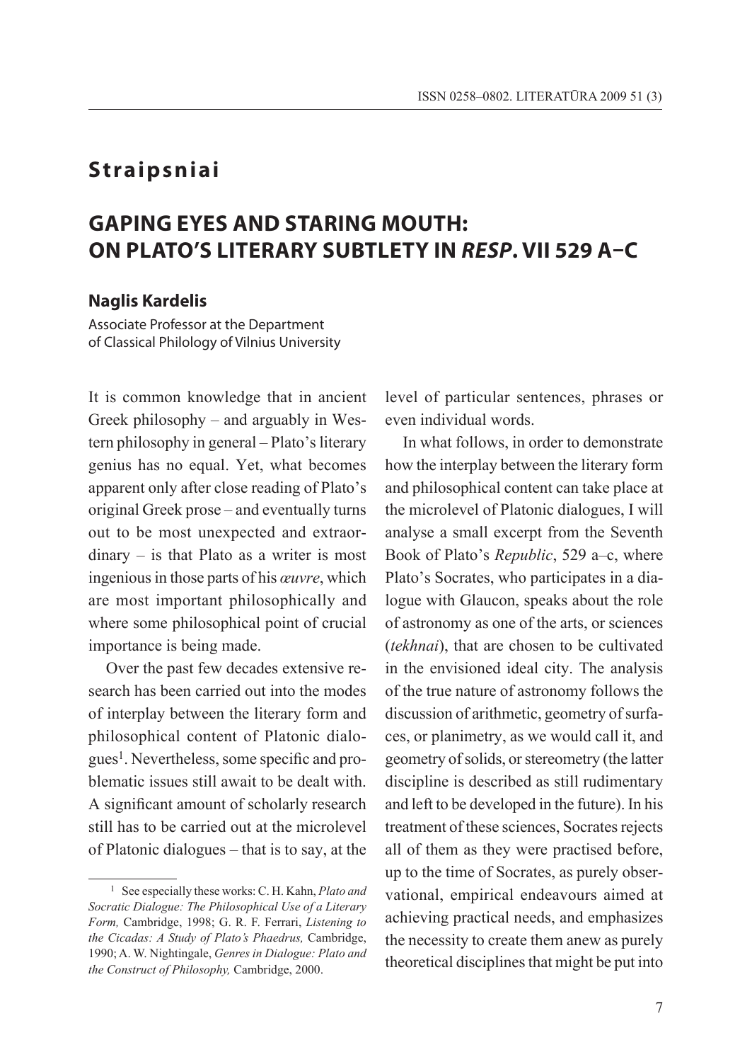## Straipsniai

# GAPING EYES AND STARING MOUTH: ON PLATO'S LITERARY SUBTLETY IN *RESP*. VII 529 A–C

**Naglis Kardelis**

Associate Professor at the Department of Classical Philology of Vilnius University

It is common knowledge that in ancient Greek philosophy – and arguably in Western philosophy in general – Plato's literary genius has no equal. Yet, what becomes apparent only after close reading of Plato's original Greek prose – and eventually turns out to be most unexpected and extraordinary – is that Plato as a writer is most ingenious in those parts of his *œuvre*, which are most important philosophically and where some philosophical point of crucial importance is being made.

Over the past few decades extensive research has been carried out into the modes of interplay between the literary form and philosophical content of Platonic dialogues[1]. Nevertheless, some specific and problematic issues still await to be dealt with. A significant amount of scholarly research still has to be carried out at the microlevel of Platonic dialogues – that is to say, at the level of particular sentences, phrases or even individual words.

In what follows, in order to demonstrate how the interplay between the literary form and philosophical content can take place at the microlevel of Platonic dialogues, I will analyse a small excerpt from the Seventh Book of Plato's *Republic*, 529 a–c, where Plato's Socrates, who participates in a dialogue with Glaucon, speaks about the role of astronomy as one of the arts, or sciences (*tekhnai*), that are chosen to be cultivated in the envisioned ideal city. The analysis of the true nature of astronomy follows the discussion of arithmetic, geometry of surfaces, or planimetry, as we would call it, and geometry of solids, or stereometry (the latter discipline is described as still rudimentary and left to be developed in the future). In his treatment of these sciences, Socrates rejects all of them as they were practised before, up to the time of Socrates, as purely observational, empirical endeavours aimed at achieving practical needs, and emphasizes the necessity to create them anew as purely theoretical disciplines that might be put into

---

[1] See especially these works: C. H. Kahn, *Plato and Socratic Dialogue: The Philosophical Use of a Literary Form,* Cambridge, 1998; G. R. F. Ferrari, *Listening to the Cicadas: A Study of Plato's Phaedrus,* Cambridge, 1990; A. W. Nightingale, *Genres in Dialogue: Plato and the Construct of Philosophy,* Cambridge, 2000.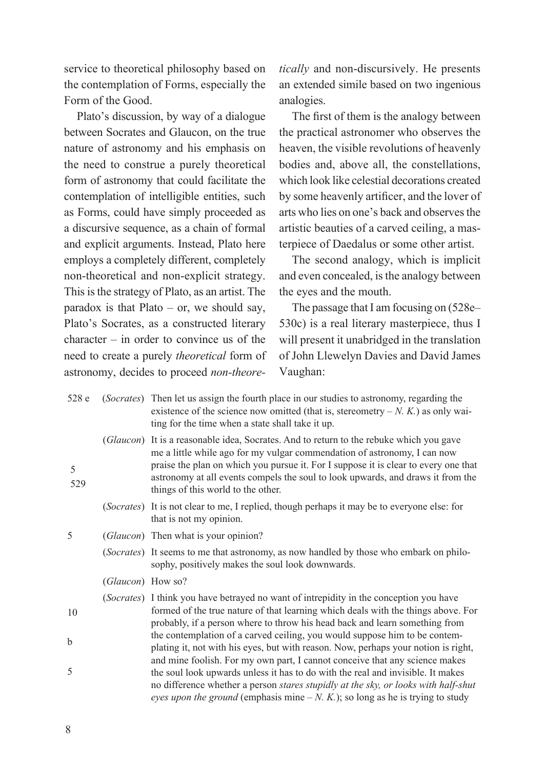service to theoretical philosophy based on the contemplation of Forms, especially the Form of the Good.

Plato's discussion, by way of a dialogue between Socrates and Glaucon, on the true nature of astronomy and his emphasis on the need to construe a purely theoretical form of astronomy that could facilitate the contemplation of intelligible entities, such as Forms, could have simply proceeded as a discursive sequence, as a chain of formal and explicit arguments. Instead, Plato here employs a completely different, completely non-theoretical and non-explicit strategy. This is the strategy of Plato, as an artist. The paradox is that Plato – or, we should say, Plato's Socrates, as a constructed literary character – in order to convince us of the need to create a purely *theoretical* form of astronomy, decides to proceed *non-theoretically* and non-discursively. He presents an extended simile based on two ingenious analogies.

The first of them is the analogy between the practical astronomer who observes the heaven, the visible revolutions of heavenly bodies and, above all, the constellations, which look like celestial decorations created by some heavenly artificer, and the lover of arts who lies on one's back and observes the artistic beauties of a carved ceiling, a masterpiece of Daedalus or some other artist.

The second analogy, which is implicit and even concealed, is the analogy between the eyes and the mouth.

The passage that I am focusing on (528e–530c) is a real literary masterpiece, thus I will present it unabridged in the translation of John Llewelyn Davies and David James Vaughan:

| | | |
|---|---|---|
| 528 e | (*Socrates*) | Then let us assign the fourth place in our studies to astronomy, regarding the existence of the science now omitted (that is, stereometry – *N. K.*) as only waiting for the time when a state shall take it up. |
| 5<br>529 | (*Glaucon*) | It is a reasonable idea, Socrates. And to return to the rebuke which you gave me a little while ago for my vulgar commendation of astronomy, I can now praise the plan on which you pursue it. For I suppose it is clear to every one that astronomy at all events compels the soul to look upwards, and draws it from the things of this world to the other. |
| | (*Socrates*) | It is not clear to me, I replied, though perhaps it may be to everyone else: for that is not my opinion. |
| 5 | (*Glaucon*) | Then what is your opinion? |
| | (*Socrates*) | It seems to me that astronomy, as now handled by those who embark on philosophy, positively makes the soul look downwards. |
| | (*Glaucon*) | How so? |
| 10<br>b<br>5 | (*Socrates*) | I think you have betrayed no want of intrepidity in the conception you have formed of the true nature of that learning which deals with the things above. For probably, if a person where to throw his head back and learn something from the contemplation of a carved ceiling, you would suppose him to be contemplating it, not with his eyes, but with reason. Now, perhaps your notion is right, and mine foolish. For my own part, I cannot conceive that any science makes the soul look upwards unless it has to do with the real and invisible. It makes no difference whether a person *stares stupidly at the sky, or looks with half-shut eyes upon the ground* (emphasis mine – *N. K.*); so long as he is trying to study |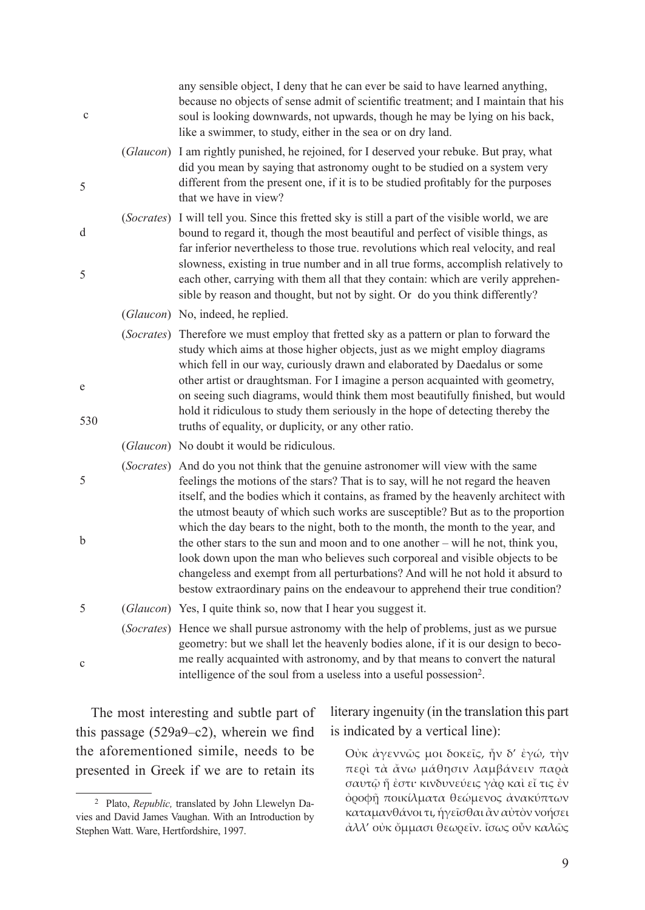c — any sensible object, I deny that he can ever be said to have learned anything, because no objects of sense admit of scientific treatment; and I maintain that his soul is looking downwards, not upwards, though he may be lying on his back, like a swimmer, to study, either in the sea or on dry land.

5 — (*Glaucon*) I am rightly punished, he rejoined, for I deserved your rebuke. But pray, what did you mean by saying that astronomy ought to be studied on a system very different from the present one, if it is to be studied profitably for the purposes that we have in view?

d — (*Socrates*) I will tell you. Since this fretted sky is still a part of the visible world, we are bound to regard it, though the most beautiful and perfect of visible things, as far inferior nevertheless to those true. revolutions which real velocity, and real

5 — slowness, existing in true number and in all true forms, accomplish relatively to each other, carrying with them all that they contain: which are verily apprehensible by reason and thought, but not by sight. Or do you think differently?

(*Glaucon*) No, indeed, he replied.

e — (*Socrates*) Therefore we must employ that fretted sky as a pattern or plan to forward the study which aims at those higher objects, just as we might employ diagrams which fell in our way, curiously drawn and elaborated by Daedalus or some other artist or draughtsman. For I imagine a person acquainted with geometry, on seeing such diagrams, would think them most beautifully finished, but would

530 — hold it ridiculous to study them seriously in the hope of detecting thereby the truths of equality, or duplicity, or any other ratio.

(*Glaucon*) No doubt it would be ridiculous.

5 — (*Socrates*) And do you not think that the genuine astronomer will view with the same feelings the motions of the stars? That is to say, will he not regard the heaven itself, and the bodies which it contains, as framed by the heavenly architect with the utmost beauty of which such works are susceptible? But as to the proportion which the day bears to the night, both to the month, the month to the year, and

b — the other stars to the sun and moon and to one another – will he not, think you, look down upon the man who believes such corporeal and visible objects to be changeless and exempt from all perturbations? And will he not hold it absurd to bestow extraordinary pains on the endeavour to apprehend their true condition?

5 — (*Glaucon*) Yes, I quite think so, now that I hear you suggest it.

c — (*Socrates*) Hence we shall pursue astronomy with the help of problems, just as we pursue geometry: but we shall let the heavenly bodies alone, if it is our design to become really acquainted with astronomy, and by that means to convert the natural intelligence of the soul from a useless into a useful possession[2].

The most interesting and subtle part of this passage (529a9–c2), wherein we find the aforementioned simile, needs to be presented in Greek if we are to retain its literary ingenuity (in the translation this part is indicated by a vertical line):

> Οὐκ ἀγεννῶς μοι δοκεῖς, ἦν δ᾽ ἐγώ, τὴν περὶ τὰ ἄνω μάθησιν λαμβάνειν παρὰ σαυτῷ ἥ ἐστι· κινδυνεύεις γὰρ καὶ εἴ τις ἐν ὀροφῇ ποικίλματα θεώμενος ἀνακύπτων καταμανθάνοι τι, ἡγεῖσθαι ἂν αὐτὸν νοήσει ἀλλ᾽ οὐκ ὄμμασι θεωρεῖν. ἴσως οὖν καλῶς

[2] Plato, *Republic,* translated by John Llewelyn Davies and David James Vaughan. With an Introduction by Stephen Watt. Ware, Hertfordshire, 1997.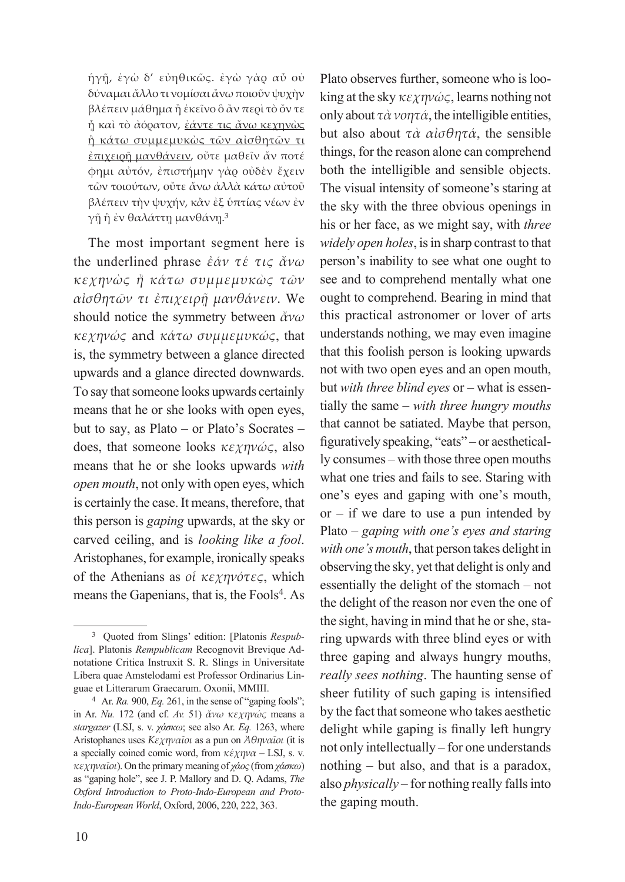ἡγῇ, ἐγὼ δ᾽ εὐηθικῶς. ἐγὼ γὰρ αὖ οὐ δύναμαι ἄλλο τι νομίσαι ἄνω ποιοῦν ψυχὴν βλέπειν μάθημα ἢ ἐκεῖνο ὃ ἂν περὶ τὸ ὄν τε ᾖ καὶ τὸ ἀόρατον, <u>ἐάντε τις ἄνω κεχηνὼς ἢ κάτω συμμεμυκὼς τῶν αἰσθητῶν τι ἐπιχειρῇ μανθάνειν</u>, οὔτε μαθεῖν ἄν ποτέ φημι αὐτόν, ἐπιστήμην γὰρ οὐδὲν ἔχειν τῶν τοιούτων, οὔτε ἄνω ἀλλὰ κάτω αὐτοῦ βλέπειν τὴν ψυχήν, κἂν ἐξ ὑπτίας νέων ἐν γῇ ἢ ἐν θαλάττῃ μανθάνῃ.[3]

The most important segment here is the underlined phrase *ἐάν τέ τις ἄνω κεχηνὼς ἢ κάτω συμμεμυκὼς τῶν αἰσθητῶν τι ἐπιχειρῇ μανθάνειν*. We should notice the symmetry between *ἄνω κεχηνώς* and *κάτω συμμεμυκώς*, that is, the symmetry between a glance directed upwards and a glance directed downwards. To say that someone looks upwards certainly means that he or she looks with open eyes, but to say, as Plato – or Plato's Socrates – does, that someone looks *κεχηνώς*, also means that he or she looks upwards *with open mouth*, not only with open eyes, which is certainly the case. It means, therefore, that this person is *gaping* upwards, at the sky or carved ceiling, and is *looking like a fool*. Aristophanes, for example, ironically speaks of the Athenians as *οἱ κεχηνότες*, which means the Gapenians, that is, the Fools[4]. As Plato observes further, someone who is looking at the sky *κεχηνώς*, learns nothing not only about *τὰ νοητά*, the intelligible entities, but also about *τὰ αἰσθητά*, the sensible things, for the reason alone can comprehend both the intelligible and sensible objects. The visual intensity of someone's staring at the sky with the three obvious openings in his or her face, as we might say, with *three widely open holes*, is in sharp contrast to that person's inability to see what one ought to see and to comprehend mentally what one ought to comprehend. Bearing in mind that this practical astronomer or lover of arts understands nothing, we may even imagine that this foolish person is looking upwards not with two open eyes and an open mouth, but *with three blind eyes* or – what is essentially the same – *with three hungry mouths* that cannot be satiated. Maybe that person, figuratively speaking, "eats" – or aesthetically consumes – with those three open mouths what one tries and fails to see. Staring with one's eyes and gaping with one's mouth, or – if we dare to use a pun intended by Plato – *gaping with one's eyes and staring with one's mouth*, that person takes delight in observing the sky, yet that delight is only and essentially the delight of the stomach – not the delight of the reason nor even the one of the sight, having in mind that he or she, staring upwards with three blind eyes or with three gaping and always hungry mouths, *really sees nothing*. The haunting sense of sheer futility of such gaping is intensified by the fact that someone who takes aesthetic delight while gaping is finally left hungry not only intellectually – for one understands nothing – but also, and that is a paradox, also *physically* – for nothing really falls into the gaping mouth.

---

[3] Quoted from Slings' edition: [Platonis *Respublica*]. Platonis *Rempublicam* Recognovit Brevique Adnotatione Critica Instruxit S. R. Slings in Universitate Libera quae Amstelodami est Professor Ordinarius Linguae et Litterarum Graecarum. Oxonii, MMIII.

[4] Ar. *Ra.* 900, *Eq.* 261, in the sense of "gaping fools"; in Ar. *Nu.* 172 (and cf. *Av.* 51) *ἄνω κεχηνώς* means a *stargazer* (LSJ, s. v. *χάσκω*; see also Ar. *Eq.* 1263, where Aristophanes uses *Κεχηναῖοι* as a pun on *Ἀθηναῖοι* (it is a specially coined comic word, from *κέχηνα* – LSJ, s. v. *κεχηναῖοι*). On the primary meaning of *χάος* (from *χάσκω*) as "gaping hole", see J. P. Mallory and D. Q. Adams, *The Oxford Introduction to Proto-Indo-European and Proto-Indo-European World*, Oxford, 2006, 220, 222, 363.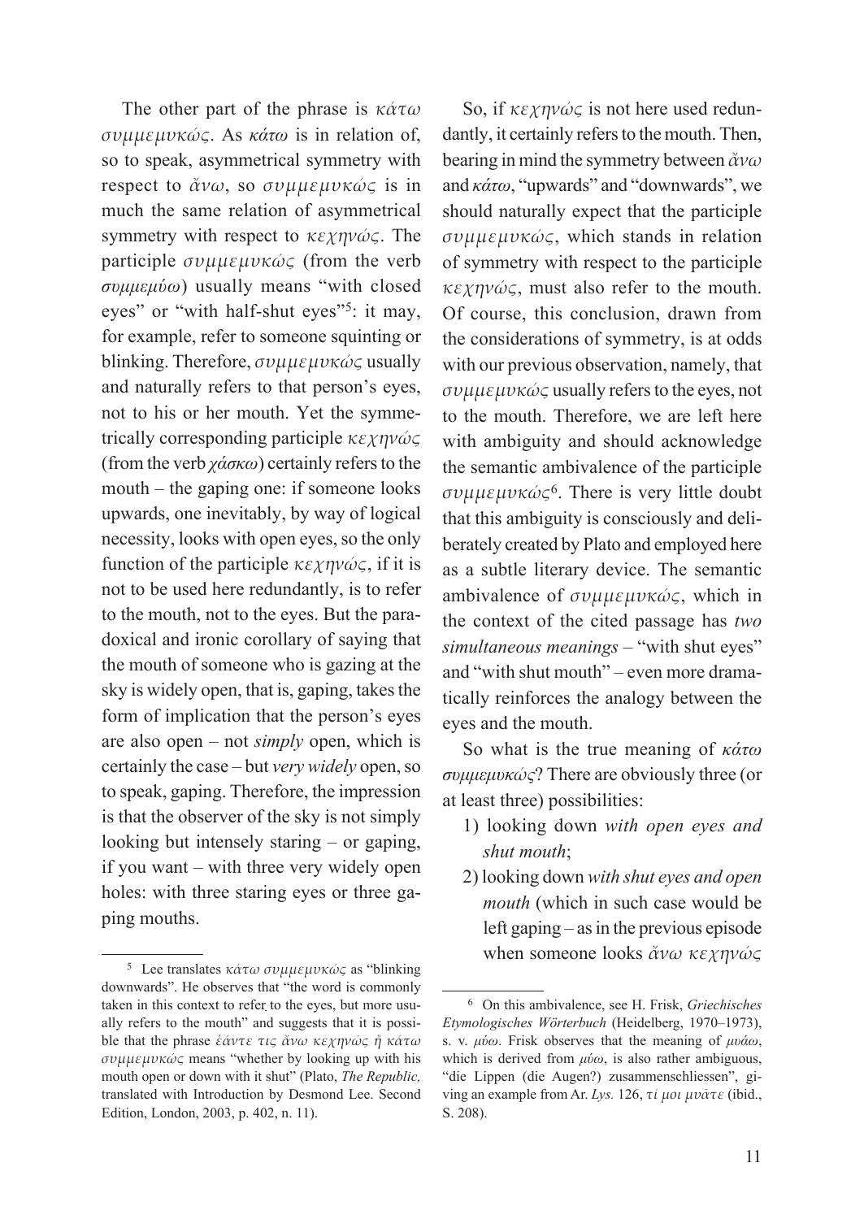The other part of the phrase is *κάτω συμμεμυκώς*. As *κάτω* is in relation of, so to speak, asymmetrical symmetry with respect to *ἄνω*, so *συμμεμυκώς* is in much the same relation of asymmetrical symmetry with respect to *κεχηνώς*. The participle *συμμεμυκώς* (from the verb *συμμεμύω*) usually means "with closed eyes" or "with half-shut eyes"[5]: it may, for example, refer to someone squinting or blinking. Therefore, *συμμεμυκώς* usually and naturally refers to that person's eyes, not to his or her mouth. Yet the symmetrically corresponding participle *κεχηνώς* (from the verb *χάσκω*) certainly refers to the mouth – the gaping one: if someone looks upwards, one inevitably, by way of logical necessity, looks with open eyes, so the only function of the participle *κεχηνώς*, if it is not to be used here redundantly, is to refer to the mouth, not to the eyes. But the paradoxical and ironic corollary of saying that the mouth of someone who is gazing at the sky is widely open, that is, gaping, takes the form of implication that the person's eyes are also open – not *simply* open, which is certainly the case – but *very widely* open, so to speak, gaping. Therefore, the impression is that the observer of the sky is not simply looking but intensely staring – or gaping, if you want – with three very widely open holes: with three staring eyes or three gaping mouths.

So, if *κεχηνώς* is not here used redundantly, it certainly refers to the mouth. Then, bearing in mind the symmetry between *ἄνω* and *κάτω*, "upwards" and "downwards", we should naturally expect that the participle *συμμεμυκώς*, which stands in relation of symmetry with respect to the participle *κεχηνώς*, must also refer to the mouth. Of course, this conclusion, drawn from the considerations of symmetry, is at odds with our previous observation, namely, that *συμμεμυκώς* usually refers to the eyes, not to the mouth. Therefore, we are left here with ambiguity and should acknowledge the semantic ambivalence of the participle *συμμεμυκώς*[6]. There is very little doubt that this ambiguity is consciously and deliberately created by Plato and employed here as a subtle literary device. The semantic ambivalence of *συμμεμυκώς*, which in the context of the cited passage has *two simultaneous meanings* – "with shut eyes" and "with shut mouth" – even more dramatically reinforces the analogy between the eyes and the mouth.

So what is the true meaning of *κάτω συμμεμυκώς*? There are obviously three (or at least three) possibilities:

1) looking down *with open eyes and shut mouth*;
2) looking down *with shut eyes and open mouth* (which in such case would be left gaping – as in the previous episode when someone looks *ἄνω κεχηνώς*

---

[5] Lee translates *κάτω συμμεμυκώς* as "blinking downwards". He observes that "the word is commonly taken in this context to refer to the eyes, but more usually refers to the mouth" and suggests that it is possible that the phrase *ἐάντε τις ἄνω κεχηνώς ἢ κάτω συμμεμυκώς* means "whether by looking up with his mouth open or down with it shut" (Plato, *The Republic,* translated with Introduction by Desmond Lee. Second Edition, London, 2003, p. 402, n. 11).

[6] On this ambivalence, see H. Frisk, *Griechisches Etymologisches Wörterbuch* (Heidelberg, 1970–1973), s. v. *μύω*. Frisk observes that the meaning of *μυάω*, which is derived from *μύω*, is also rather ambiguous, "die Lippen (die Augen?) zusammenschliessen", giving an example from Ar. *Lys.* 126, *τί μοι μυᾶτε* (ibid., S. 208).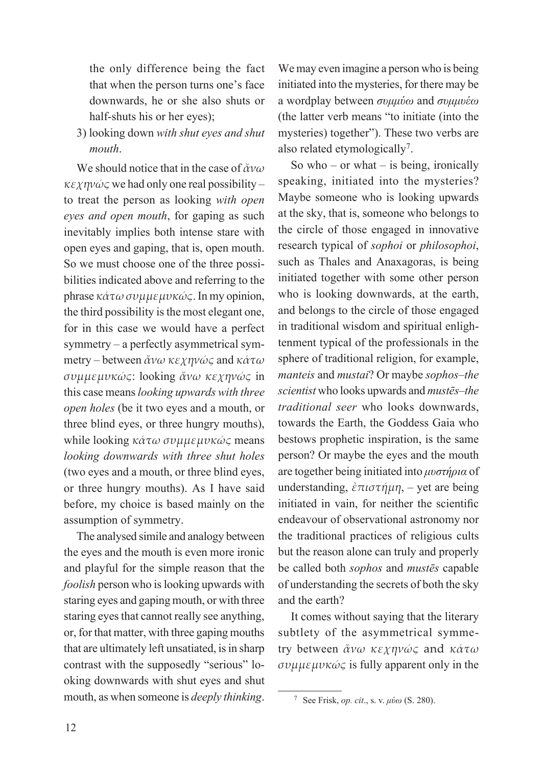the only difference being the fact that when the person turns one's face downwards, he or she also shuts or half-shuts his or her eyes);

3) looking down *with shut eyes and shut mouth*.

We should notice that in the case of *ἄνω κεχηνώς* we had only one real possibility – to treat the person as looking *with open eyes and open mouth*, for gaping as such inevitably implies both intense stare with open eyes and gaping, that is, open mouth. So we must choose one of the three possibilities indicated above and referring to the phrase *κάτω συμμεμυκώς*. In my opinion, the third possibility is the most elegant one, for in this case we would have a perfect symmetry – a perfectly asymmetrical symmetry – between *ἄνω κεχηνώς* and *κάτω συμμεμυκώς*: looking *ἄνω κεχηνώς* in this case means *looking upwards with three open holes* (be it two eyes and a mouth, or three blind eyes, or three hungry mouths), while looking *κάτω συμμεμυκώς* means *looking downwards with three shut holes* (two eyes and a mouth, or three blind eyes, or three hungry mouths). As I have said before, my choice is based mainly on the assumption of symmetry.

The analysed simile and analogy between the eyes and the mouth is even more ironic and playful for the simple reason that the *foolish* person who is looking upwards with staring eyes and gaping mouth, or with three staring eyes that cannot really see anything, or, for that matter, with three gaping mouths that are ultimately left unsatiated, is in sharp contrast with the supposedly "serious" looking downwards with shut eyes and shut mouth, as when someone is *deeply thinking*.

We may even imagine a person who is being initiated into the mysteries, for there may be a wordplay between *συμμύω* and *συμμυέω* (the latter verb means "to initiate (into the mysteries) together"). These two verbs are also related etymologically[7].

So who – or what – is being, ironically speaking, initiated into the mysteries? Maybe someone who is looking upwards at the sky, that is, someone who belongs to the circle of those engaged in innovative research typical of *sophoi* or *philosophoi*, such as Thales and Anaxagoras, is being initiated together with some other person who is looking downwards, at the earth, and belongs to the circle of those engaged in traditional wisdom and spiritual enlightenment typical of the professionals in the sphere of traditional religion, for example, *manteis* and *mustai*? Or maybe *sophos–the scientist* who looks upwards and *mustēs–the traditional seer* who looks downwards, towards the Earth, the Goddess Gaia who bestows prophetic inspiration, is the same person? Or maybe the eyes and the mouth are together being initiated into *μυστήρια* of understanding, *ἐπιστήμη*, – yet are being initiated in vain, for neither the scientific endeavour of observational astronomy nor the traditional practices of religious cults but the reason alone can truly and properly be called both *sophos* and *mustēs* capable of understanding the secrets of both the sky and the earth?

It comes without saying that the literary subtlety of the asymmetrical symmetry between *ἄνω κεχηνώς* and *κάτω συμμεμυκώς* is fully apparent only in the

[7] See Frisk, *op. cit*., s. v. *μύω* (S. 280).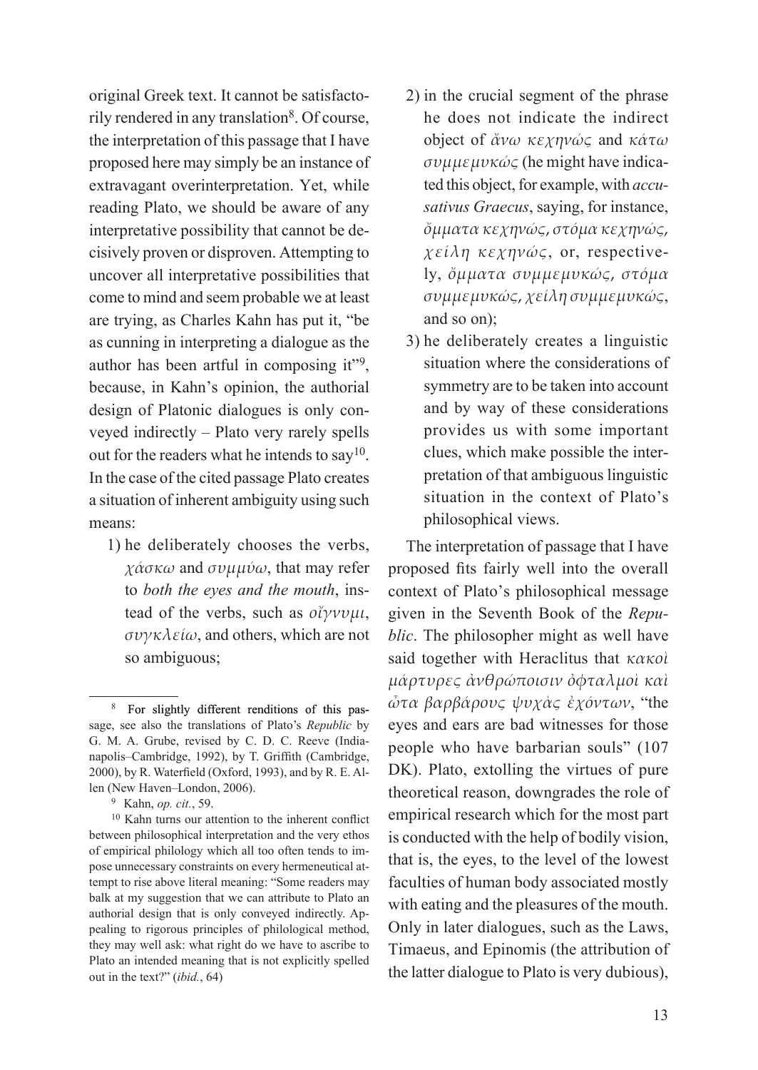original Greek text. It cannot be satisfactorily rendered in any translation[8]. Of course, the interpretation of this passage that I have proposed here may simply be an instance of extravagant overinterpretation. Yet, while reading Plato, we should be aware of any interpretative possibility that cannot be decisively proven or disproven. Attempting to uncover all interpretative possibilities that come to mind and seem probable we at least are trying, as Charles Kahn has put it, "be as cunning in interpreting a dialogue as the author has been artful in composing it"[9], because, in Kahn's opinion, the authorial design of Platonic dialogues is only conveyed indirectly – Plato very rarely spells out for the readers what he intends to say[10]. In the case of the cited passage Plato creates a situation of inherent ambiguity using such means:

1) he deliberately chooses the verbs, *χάσκω* and *συμμύω*, that may refer to *both the eyes and the mouth*, instead of the verbs, such as *οἴγνυμι*, *συγκλείω*, and others, which are not so ambiguous;
2) in the crucial segment of the phrase he does not indicate the indirect object of *ἄνω κεχηνώς* and *κάτω συμμεμυκώς* (he might have indicated this object, for example, with *accusativus Graecus*, saying, for instance, *ὄμματα κεχηνώς*, *στόμα κεχηνώς*, *χείλη κεχηνώς*, or, respectively, *ὄμματα συμμεμυκώς*, *στόμα συμμεμυκώς*, *χείλη συμμεμυκώς*, and so on);
3) he deliberately creates a linguistic situation where the considerations of symmetry are to be taken into account and by way of these considerations provides us with some important clues, which make possible the interpretation of that ambiguous linguistic situation in the context of Plato's philosophical views.

The interpretation of passage that I have proposed fits fairly well into the overall context of Plato's philosophical message given in the Seventh Book of the *Republic*. The philosopher might as well have said together with Heraclitus that *κακοὶ μάρτυρες ἀνθρώποισιν ὀφταλμοὶ καὶ ὦτα βαρβάρους ψυχὰς ἐχόντων*, "the eyes and ears are bad witnesses for those people who have barbarian souls" (107 DK). Plato, extolling the virtues of pure theoretical reason, downgrades the role of empirical research which for the most part is conducted with the help of bodily vision, that is, the eyes, to the level of the lowest faculties of human body associated mostly with eating and the pleasures of the mouth. Only in later dialogues, such as the Laws, Timaeus, and Epinomis (the attribution of the latter dialogue to Plato is very dubious),

---

[8] For slightly different renditions of this passage, see also the translations of Plato's *Republic* by G. M. A. Grube, revised by C. D. C. Reeve (Indianapolis–Cambridge, 1992), by T. Griffith (Cambridge, 2000), by R. Waterfield (Oxford, 1993), and by R. E. Allen (New Haven–London, 2006).

[9] Kahn, *op. cit.*, 59.

[10] Kahn turns our attention to the inherent conflict between philosophical interpretation and the very ethos of empirical philology which all too often tends to impose unnecessary constraints on every hermeneutical attempt to rise above literal meaning: "Some readers may balk at my suggestion that we can attribute to Plato an authorial design that is only conveyed indirectly. Appealing to rigorous principles of philological method, they may well ask: what right do we have to ascribe to Plato an intended meaning that is not explicitly spelled out in the text?" (*ibid.*, 64)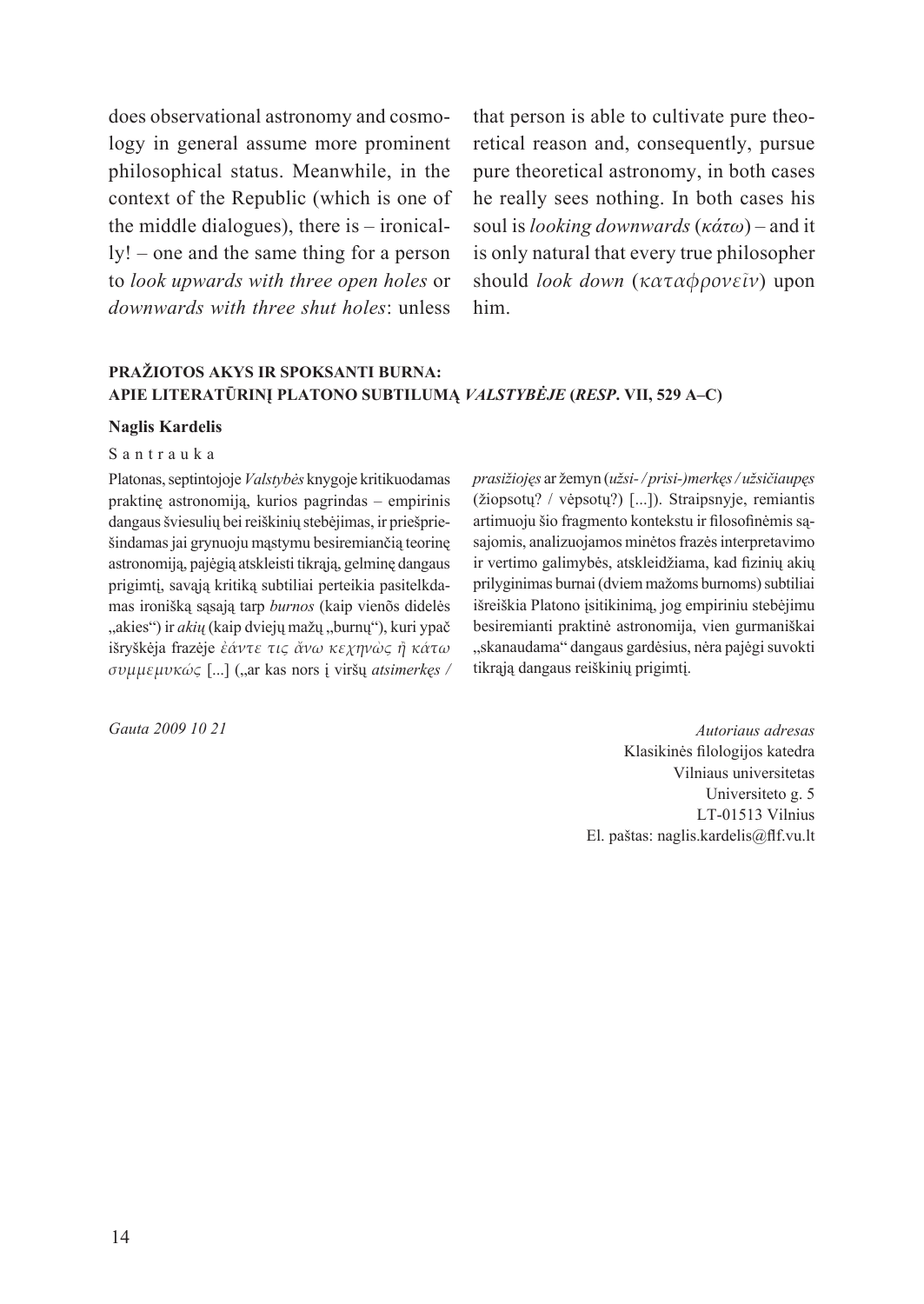does observational astronomy and cosmology in general assume more prominent philosophical status. Meanwhile, in the context of the Republic (which is one of the middle dialogues), there is – ironically! – one and the same thing for a person to *look upwards with three open holes* or *downwards with three shut holes*: unless that person is able to cultivate pure theoretical reason and, consequently, pursue pure theoretical astronomy, in both cases he really sees nothing. In both cases his soul is *looking downwards* (κάτω) – and it is only natural that every true philosopher should *look down* (καταφρονεῖν) upon him.

## PRAŽIOTOS AKYS IR SPOKSANTI BURNA: APIE LITERATŪRINĮ PLATONO SUBTILUMĄ *VALSTYBĖJE* (*RESP.* VII, 529 A–C)

**Naglis Kardelis**

Santrauka

Platonas, septintojoje *Valstybės* knygoje kritikuodamas praktinę astronomiją, kurios pagrindas – empirinis dangaus šviesulių bei reiškinių stebėjimas, ir priešpriešindamas jai grynuoju mąstymu besiremiančią teorinę astronomiją, pajėgią atskleisti tikrąją, gelminę dangaus prigimtį, savąją kritiką subtiliai perteikia pasitelkdamas ironišką sąsają tarp *burnos* (kaip vienõs didelės „akies") ir *akių* (kaip dviejų mažų „burnų"), kuri ypač išryškėja frazėje *ἐάντε τις ἄνω κεχηνὼς ἢ κάτω συμμεμυκώς* [...] („ar kas nors į viršų *atsimerkęs / prasižiojęs* ar žemyn (*užsi- / prisi-)merkęs / užsičiaupęs* (žiopsotų? / vėpsotų?) [...]). Straipsnyje, remiantis artimuoju šio fragmento kontekstu ir filosofinėmis sąsajomis, analizuojamos minėtos frazės interpretavimo ir vertimo galimybės, atskleidžiama, kad fizinių akių prilyginimas burnai (dviem mažoms burnoms) subtiliai išreiškia Platono įsitikinimą, jog empiriniu stebėjimu besiremianti praktinė astronomija, vien gurmaniškai „skanaudama" dangaus gardėsius, nėra pajėgi suvokti tikrąją dangaus reiškinių prigimtį.

*Gauta 2009 10 21*

*Autoriaus adresas*
Klasikinės filologijos katedra
Vilniaus universitetas
Universiteto g. 5
LT-01513 Vilnius
El. paštas: naglis.kardelis@flf.vu.lt